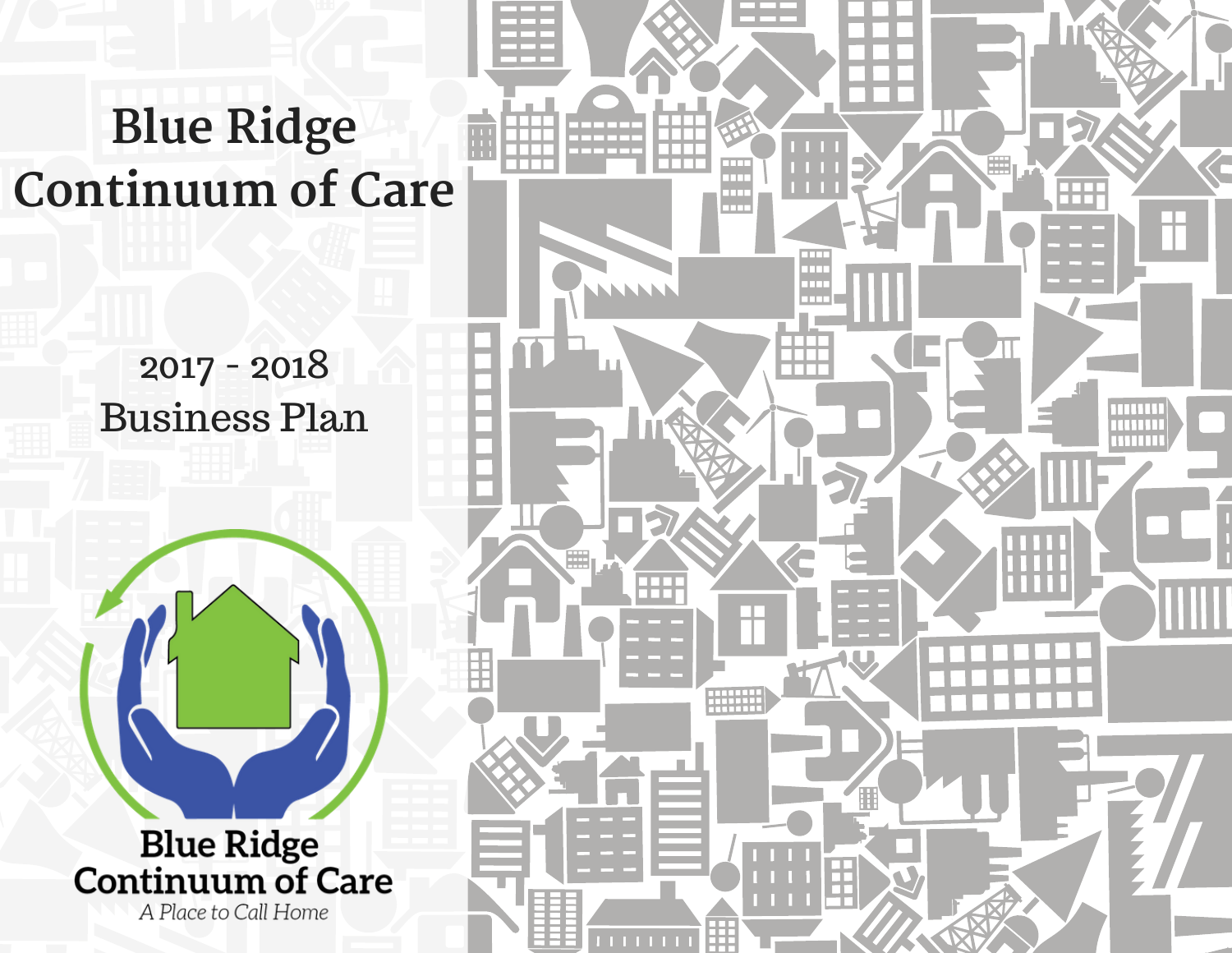# Blue Ridge Continuum of Care

## 2017 - 2018 Business Plan

Blue Ridge Continuum of Care

*A Place to Call Home*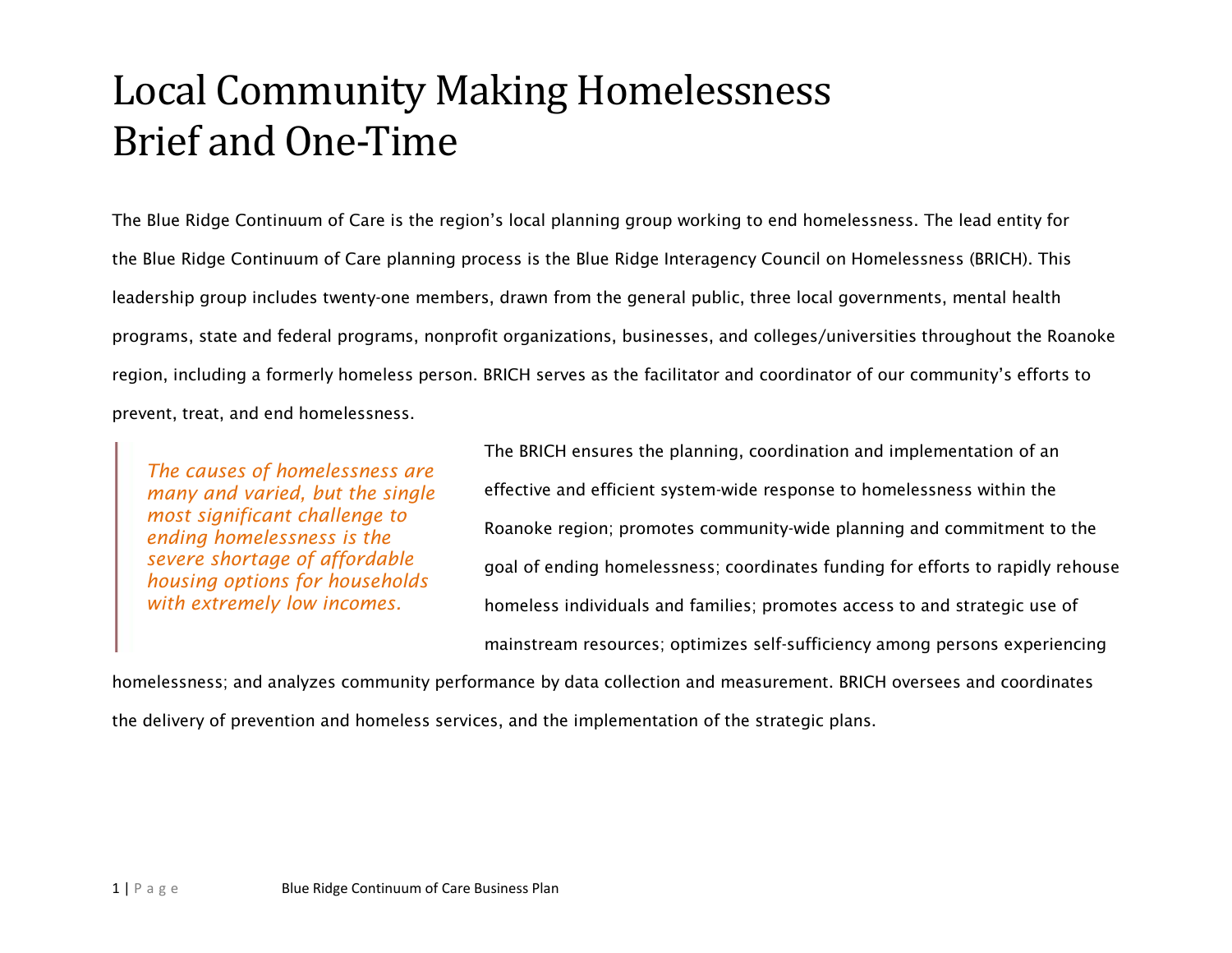# Local Community Making Homelessness Brief and One-Time

The Blue Ridge Continuum of Care is the region's local planning group working to end homelessness. The lead entity for the Blue Ridge Continuum of Care planning process is the Blue Ridge Interagency Council on Homelessness (BRICH). This leadership group includes twenty-one members, drawn from the general public, three local governments, mental health programs, state and federal programs, nonprofit organizations, businesses, and colleges/universities throughout the Roanoke region, including a formerly homeless person. BRICH serves as the facilitator and coordinator of our community's efforts to prevent, treat, and end homelessness.

> *The causes of homelessness are many and varied, but the single most significant challenge to ending homelessness is the severe shortage of affordable housing options for households with extremely low incomes.*

The BRICH ensures the planning, coordination and implementation of an effective and efficient system-wide response to homelessness within the Roanoke region; promotes community-wide planning and commitment to the goal of ending homelessness; coordinates funding for efforts to rapidly rehouse homeless individuals and families; promotes access to and strategic use of mainstream resources; optimizes self-sufficiency among persons experiencing homelessness; and analyzes community performance by data collection and measurement. BRICH oversees and coordinates the delivery of prevention and homeless services, and the implementation of the strategic plans.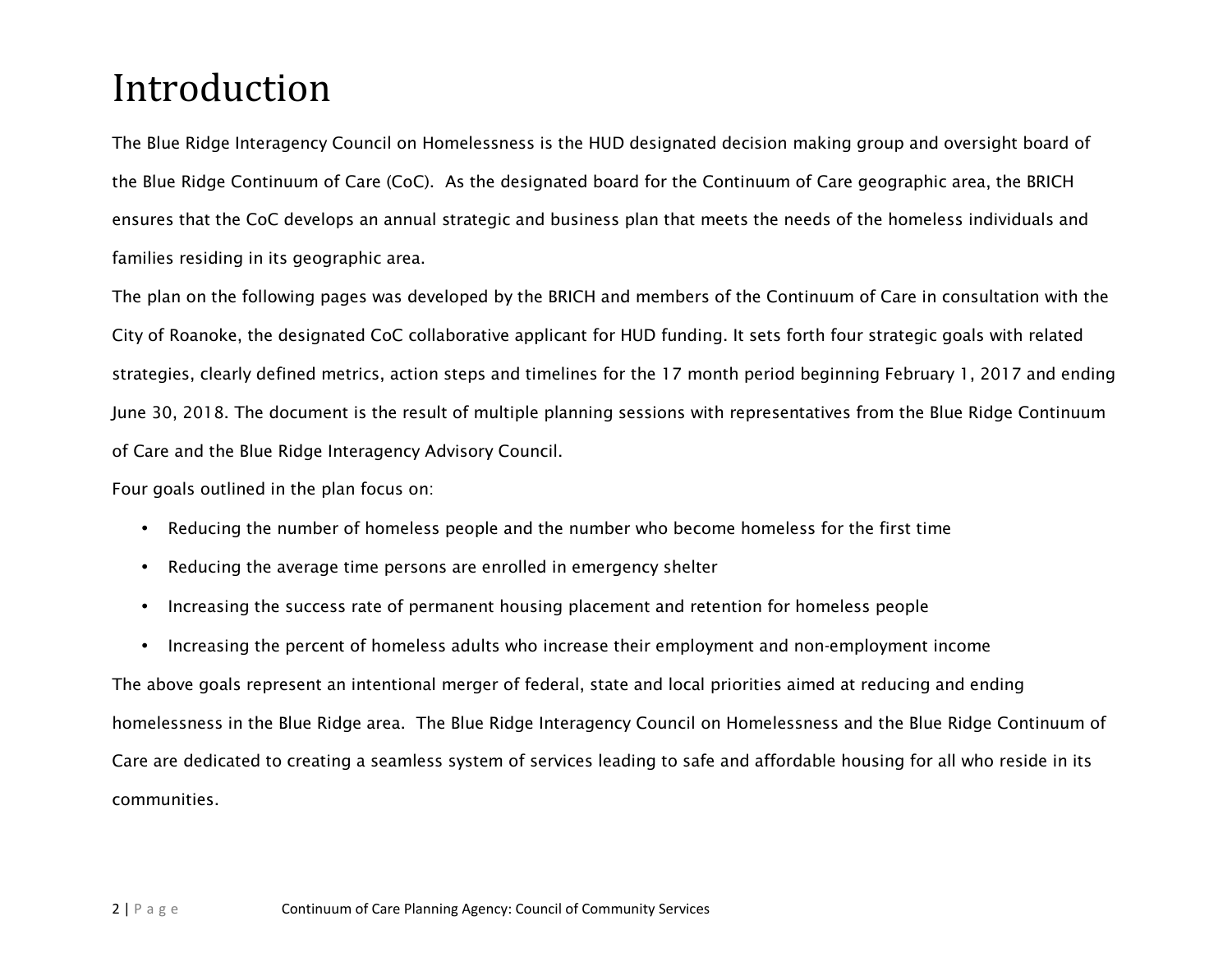# Introduction

The Blue Ridge Interagency Council on Homelessness is the HUD designated decision making group and oversight board of the Blue Ridge Continuum of Care (CoC). As the designated board for the Continuum of Care geographic area, the BRICH ensures that the CoC develops an annual strategic and business plan that meets the needs of the homeless individuals and families residing in its geographic area.

The plan on the following pages was developed by the BRICH and members of the Continuum of Care in consultation with the City of Roanoke, the designated CoC collaborative applicant for HUD funding. It sets forth four strategic goals with related strategies, clearly defined metrics, action steps and timelines for the 17 month period beginning February 1, 2017 and ending June 30, 2018. The document is the result of multiple planning sessions with representatives from the Blue Ridge Continuum of Care and the Blue Ridge Interagency Advisory Council.

Four goals outlined in the plan focus on:

- Reducing the number of homeless people and the number who become homeless for the first time
- Reducing the average time persons are enrolled in emergency shelter
- Increasing the success rate of permanent housing placement and retention for homeless people
- Increasing the percent of homeless adults who increase their employment and non-employment income

The above goals represent an intentional merger of federal, state and local priorities aimed at reducing and ending homelessness in the Blue Ridge area. The Blue Ridge Interagency Council on Homelessness and the Blue Ridge Continuum of Care are dedicated to creating a seamless system of services leading to safe and affordable housing for all who reside in its communities.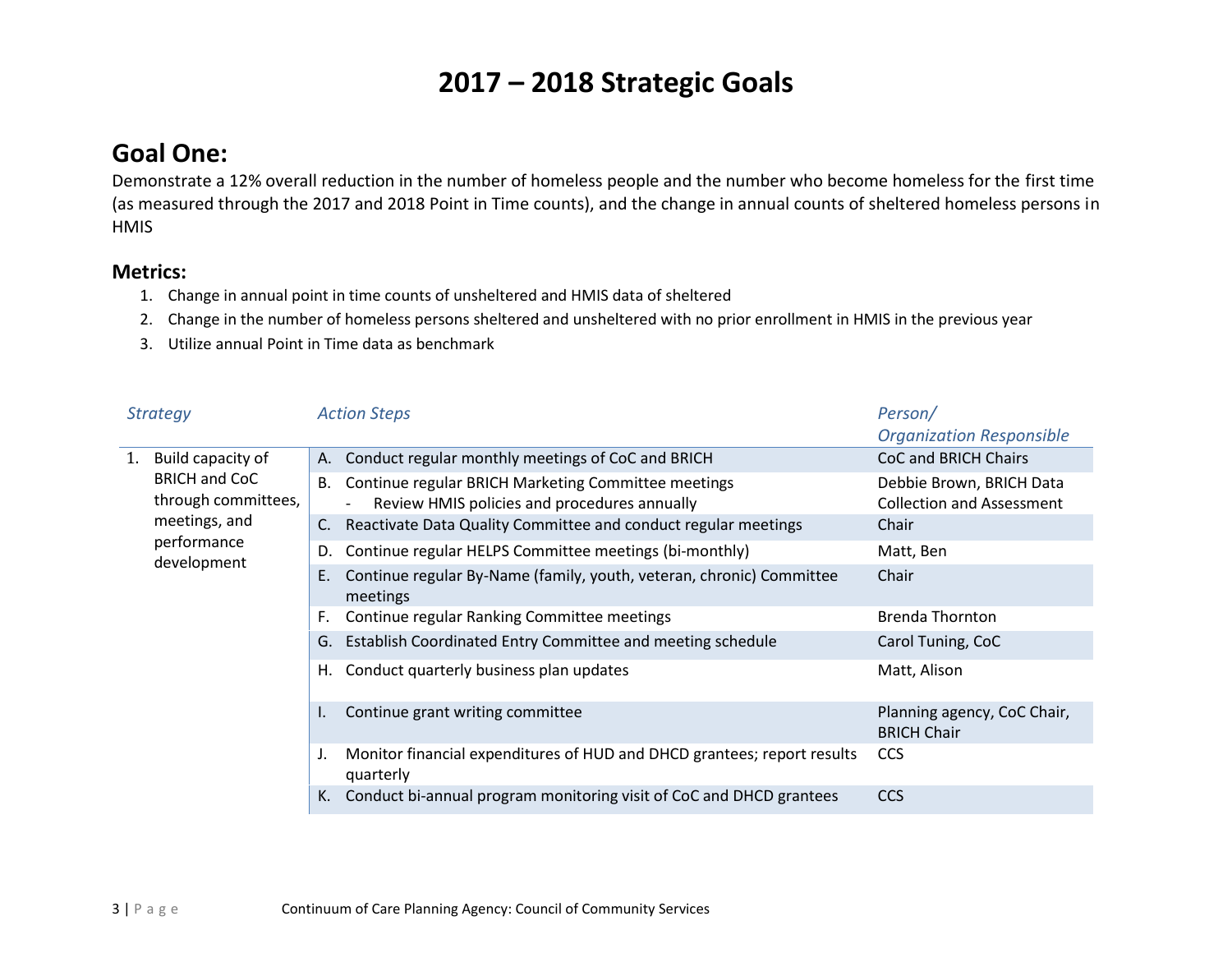# 2017 – 2018 Strategic Goals

## Goal One:

Demonstrate a 12% overall reduction in the number of homeless people and the number who become homeless for the first time (as measured through the 2017 and 2018 Point in Time counts), and the change in annual counts of sheltered homeless persons in HMIS

### Metrics:

1. Change in annual point in time counts of unsheltered and HMIS data of sheltered
2. Change in the number of homeless persons sheltered and unsheltered with no prior enrollment in HMIS in the previous year
3. Utilize annual Point in Time data as benchmark

| *Strategy* | *Action Steps* | *Person/ Organization Responsible* |
|---|---|---|
| 1. Build capacity of BRICH and CoC through committees, meetings, and performance development | A. Conduct regular monthly meetings of CoC and BRICH | CoC and BRICH Chairs |
| | B. Continue regular BRICH Marketing Committee meetings<br>- Review HMIS policies and procedures annually | Debbie Brown, BRICH Data Collection and Assessment |
| | C. Reactivate Data Quality Committee and conduct regular meetings | Chair |
| | D. Continue regular HELPS Committee meetings (bi-monthly) | Matt, Ben |
| | E. Continue regular By-Name (family, youth, veteran, chronic) Committee meetings | Chair |
| | F. Continue regular Ranking Committee meetings | Brenda Thornton |
| | G. Establish Coordinated Entry Committee and meeting schedule | Carol Tuning, CoC |
| | H. Conduct quarterly business plan updates | Matt, Alison |
| | I. Continue grant writing committee | Planning agency, CoC Chair, BRICH Chair |
| | J. Monitor financial expenditures of HUD and DHCD grantees; report results quarterly | CCS |
| | K. Conduct bi-annual program monitoring visit of CoC and DHCD grantees | CCS |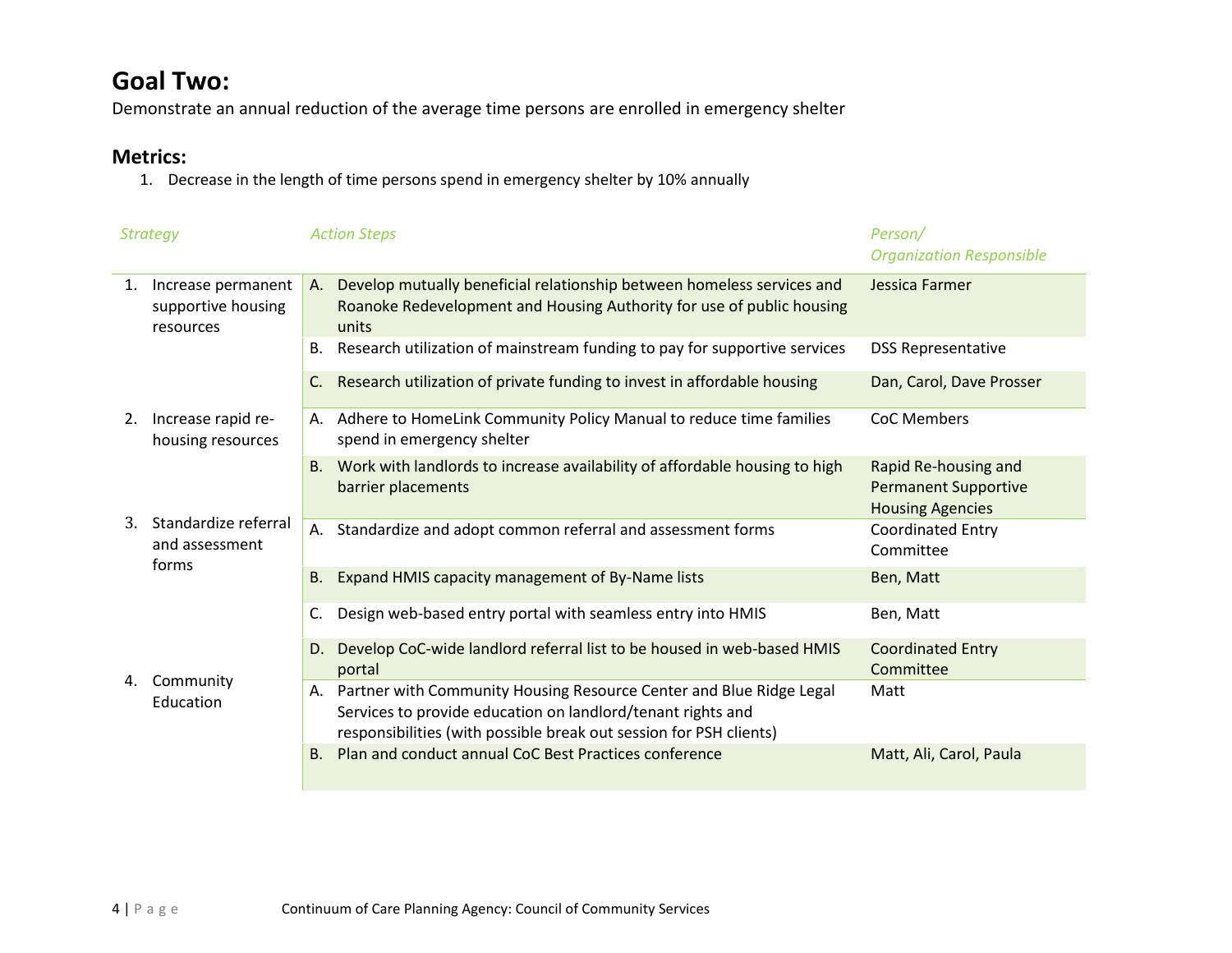# Goal Two:

Demonstrate an annual reduction of the average time persons are enrolled in emergency shelter

## Metrics:

1. Decrease in the length of time persons spend in emergency shelter by 10% annually

| Strategy | Action Steps | Person/ Organization Responsible |
|---|---|---|
| 1. Increase permanent supportive housing resources | A. Develop mutually beneficial relationship between homeless services and Roanoke Redevelopment and Housing Authority for use of public housing units | Jessica Farmer |
| | B. Research utilization of mainstream funding to pay for supportive services | DSS Representative |
| | C. Research utilization of private funding to invest in affordable housing | Dan, Carol, Dave Prosser |
| 2. Increase rapid re-housing resources | A. Adhere to HomeLink Community Policy Manual to reduce time families spend in emergency shelter | CoC Members |
| | B. Work with landlords to increase availability of affordable housing to high barrier placements | Rapid Re-housing and Permanent Supportive Housing Agencies |
| 3. Standardize referral and assessment forms | A. Standardize and adopt common referral and assessment forms | Coordinated Entry Committee |
| | B. Expand HMIS capacity management of By-Name lists | Ben, Matt |
| | C. Design web-based entry portal with seamless entry into HMIS | Ben, Matt |
| | D. Develop CoC-wide landlord referral list to be housed in web-based HMIS portal | Coordinated Entry Committee |
| 4. Community Education | A. Partner with Community Housing Resource Center and Blue Ridge Legal Services to provide education on landlord/tenant rights and responsibilities (with possible break out session for PSH clients) | Matt |
| | B. Plan and conduct annual CoC Best Practices conference | Matt, Ali, Carol, Paula |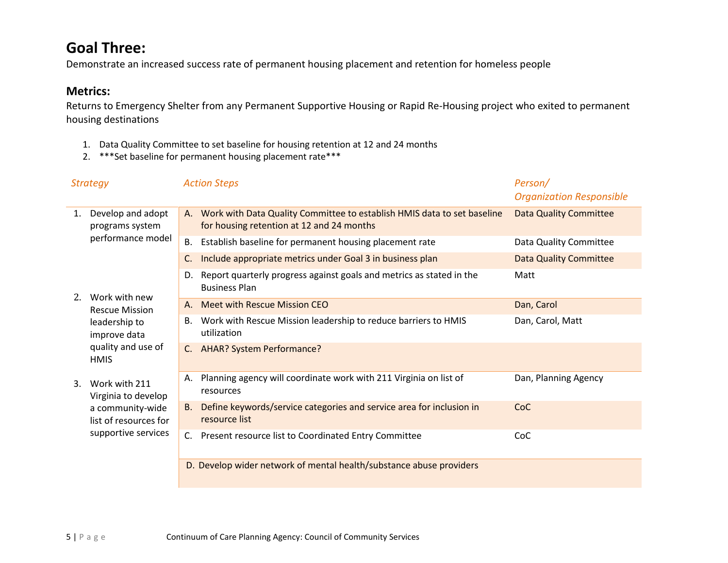## Goal Three:

Demonstrate an increased success rate of permanent housing placement and retention for homeless people

### Metrics:

Returns to Emergency Shelter from any Permanent Supportive Housing or Rapid Re-Housing project who exited to permanent housing destinations

1. Data Quality Committee to set baseline for housing retention at 12 and 24 months
2. ***Set baseline for permanent housing placement rate***

| *Strategy* | *Action Steps* | *Person/ Organization Responsible* |
|---|---|---|
| 1. Develop and adopt programs system performance model | A. Work with Data Quality Committee to establish HMIS data to set baseline for housing retention at 12 and 24 months | Data Quality Committee |
| | B. Establish baseline for permanent housing placement rate | Data Quality Committee |
| | C. Include appropriate metrics under Goal 3 in business plan | Data Quality Committee |
| | D. Report quarterly progress against goals and metrics as stated in the Business Plan | Matt |
| 2. Work with new Rescue Mission leadership to improve data quality and use of HMIS | A. Meet with Rescue Mission CEO | Dan, Carol |
| | B. Work with Rescue Mission leadership to reduce barriers to HMIS utilization | Dan, Carol, Matt |
| | C. AHAR? System Performance? | |
| 3. Work with 211 Virginia to develop a community-wide list of resources for supportive services | A. Planning agency will coordinate work with 211 Virginia on list of resources | Dan, Planning Agency |
| | B. Define keywords/service categories and service area for inclusion in resource list | CoC |
| | C. Present resource list to Coordinated Entry Committee | CoC |
| | D. Develop wider network of mental health/substance abuse providers | |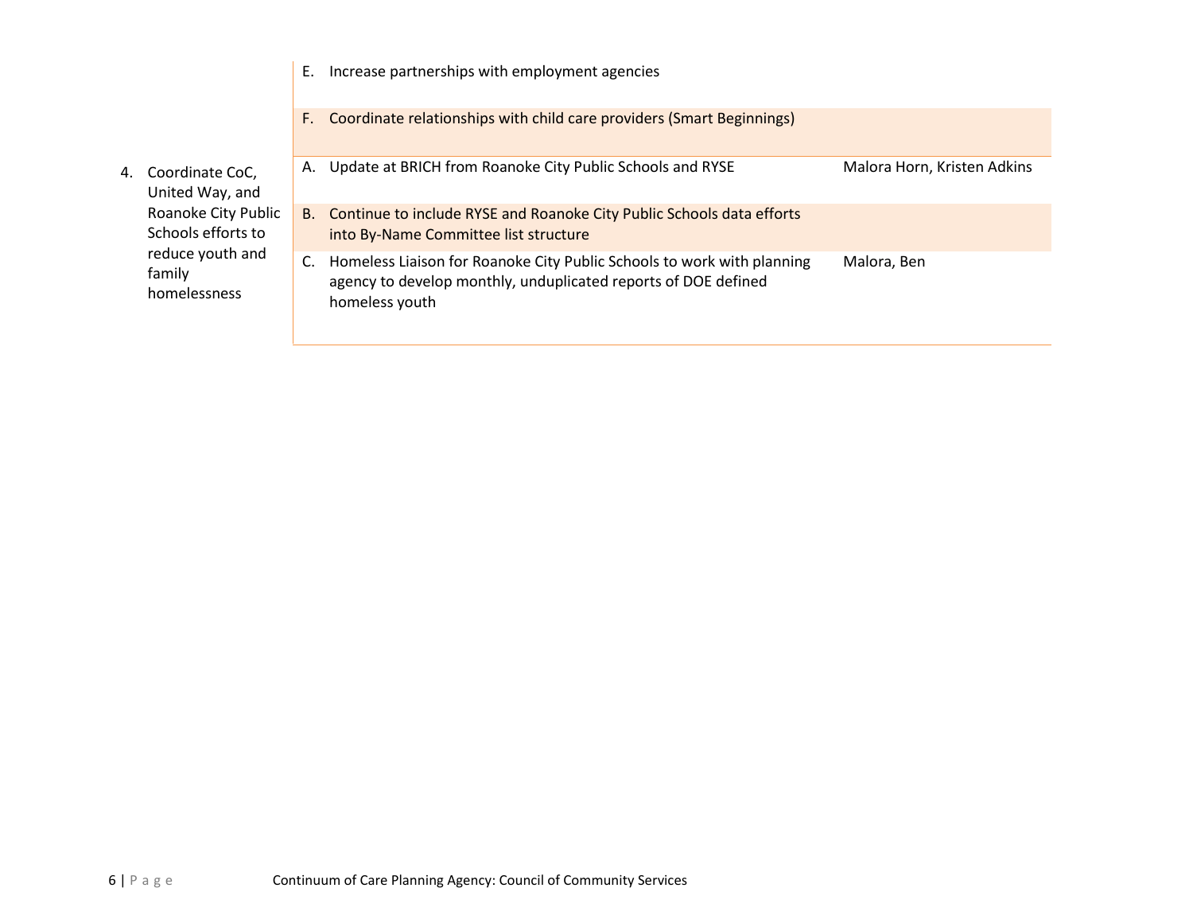| Goal | Action Steps | Responsible |
|---|---|---|
| | E. Increase partnerships with employment agencies | |
| | F. Coordinate relationships with child care providers (Smart Beginnings) | |
| 4. Coordinate CoC, United Way, and Roanoke City Public Schools efforts to reduce youth and family homelessness | A. Update at BRICH from Roanoke City Public Schools and RYSE | Malora Horn, Kristen Adkins |
| | B. Continue to include RYSE and Roanoke City Public Schools data efforts into By-Name Committee list structure | |
| | C. Homeless Liaison for Roanoke City Public Schools to work with planning agency to develop monthly, unduplicated reports of DOE defined homeless youth | Malora, Ben |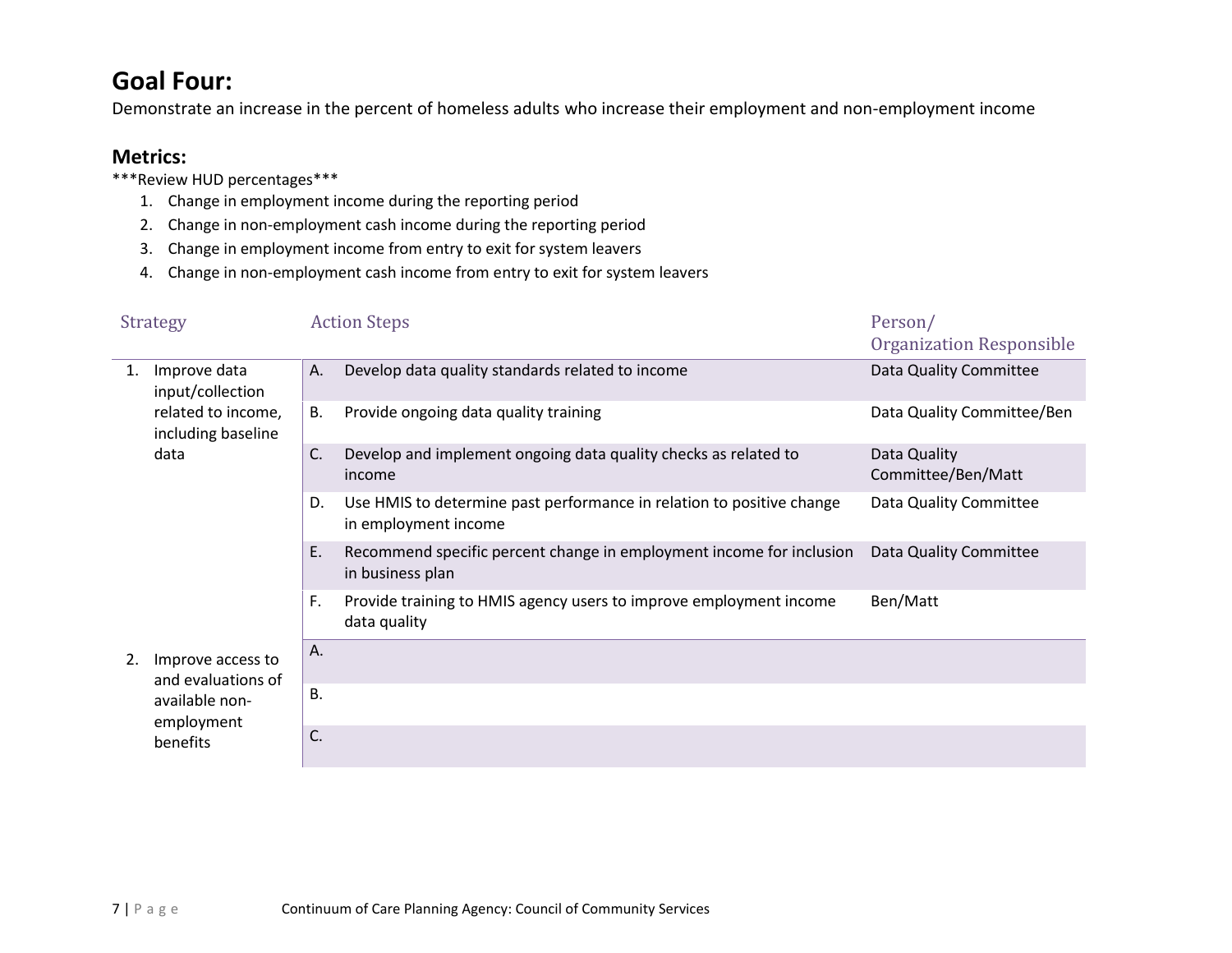## Goal Four:

Demonstrate an increase in the percent of homeless adults who increase their employment and non-employment income

### Metrics:

***Review HUD percentages***

1. Change in employment income during the reporting period
2. Change in non-employment cash income during the reporting period
3. Change in employment income from entry to exit for system leavers
4. Change in non-employment cash income from entry to exit for system leavers

| Strategy | Action Steps | Person/ Organization Responsible |
|---|---|---|
| 1. Improve data input/collection related to income, including baseline data | A. Develop data quality standards related to income | Data Quality Committee |
| | B. Provide ongoing data quality training | Data Quality Committee/Ben |
| | C. Develop and implement ongoing data quality checks as related to income | Data Quality Committee/Ben/Matt |
| | D. Use HMIS to determine past performance in relation to positive change in employment income | Data Quality Committee |
| | E. Recommend specific percent change in employment income for inclusion in business plan | Data Quality Committee |
| | F. Provide training to HMIS agency users to improve employment income data quality | Ben/Matt |
| 2. Improve access to and evaluations of available non-employment benefits | A. | |
| | B. | |
| | C. | |

Continuum of Care Planning Agency: Council of Community Services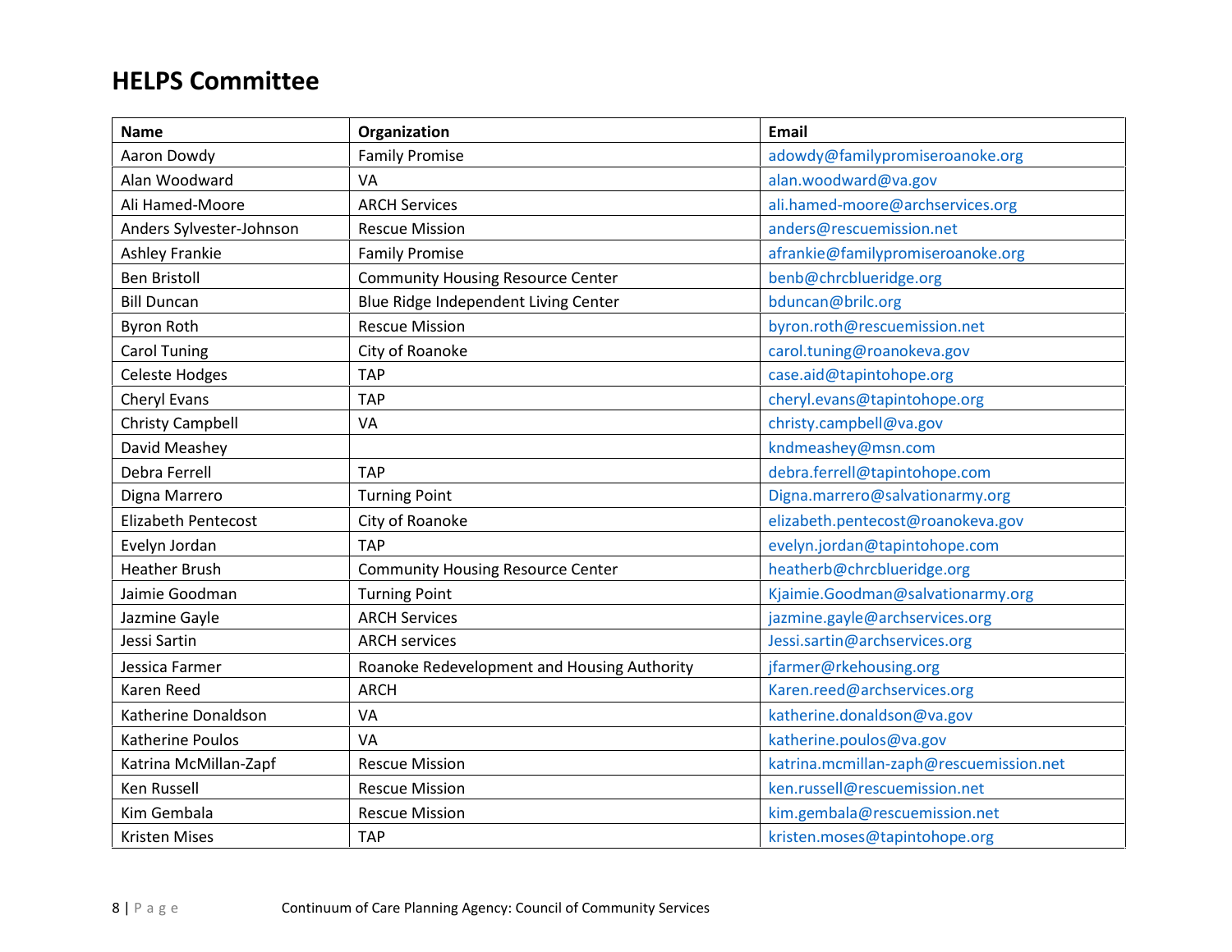## HELPS Committee

| Name | Organization | Email |
| --- | --- | --- |
| Aaron Dowdy | Family Promise | adowdy@familypromiseroanoke.org |
| Alan Woodward | VA | alan.woodward@va.gov |
| Ali Hamed-Moore | ARCH Services | ali.hamed-moore@archservices.org |
| Anders Sylvester-Johnson | Rescue Mission | anders@rescuemission.net |
| Ashley Frankie | Family Promise | afrankie@familypromiseroanoke.org |
| Ben Bristoll | Community Housing Resource Center | benb@chrcblueridge.org |
| Bill Duncan | Blue Ridge Independent Living Center | bduncan@brilc.org |
| Byron Roth | Rescue Mission | byron.roth@rescuemission.net |
| Carol Tuning | City of Roanoke | carol.tuning@roanokeva.gov |
| Celeste Hodges | TAP | case.aid@tapintohope.org |
| Cheryl Evans | TAP | cheryl.evans@tapintohope.org |
| Christy Campbell | VA | christy.campbell@va.gov |
| David Meashey | | kndmeashey@msn.com |
| Debra Ferrell | TAP | debra.ferrell@tapintohope.com |
| Digna Marrero | Turning Point | Digna.marrero@salvationarmy.org |
| Elizabeth Pentecost | City of Roanoke | elizabeth.pentecost@roanokeva.gov |
| Evelyn Jordan | TAP | evelyn.jordan@tapintohope.com |
| Heather Brush | Community Housing Resource Center | heatherb@chrcblueridge.org |
| Jaimie Goodman | Turning Point | Kjaimie.Goodman@salvationarmy.org |
| Jazmine Gayle | ARCH Services | jazmine.gayle@archservices.org |
| Jessi Sartin | ARCH services | Jessi.sartin@archservices.org |
| Jessica Farmer | Roanoke Redevelopment and Housing Authority | jfarmer@rkehousing.org |
| Karen Reed | ARCH | Karen.reed@archservices.org |
| Katherine Donaldson | VA | katherine.donaldson@va.gov |
| Katherine Poulos | VA | katherine.poulos@va.gov |
| Katrina McMillan-Zapf | Rescue Mission | katrina.mcmillan-zaph@rescuemission.net |
| Ken Russell | Rescue Mission | ken.russell@rescuemission.net |
| Kim Gembala | Rescue Mission | kim.gembala@rescuemission.net |
| Kristen Mises | TAP | kristen.moses@tapintohope.org |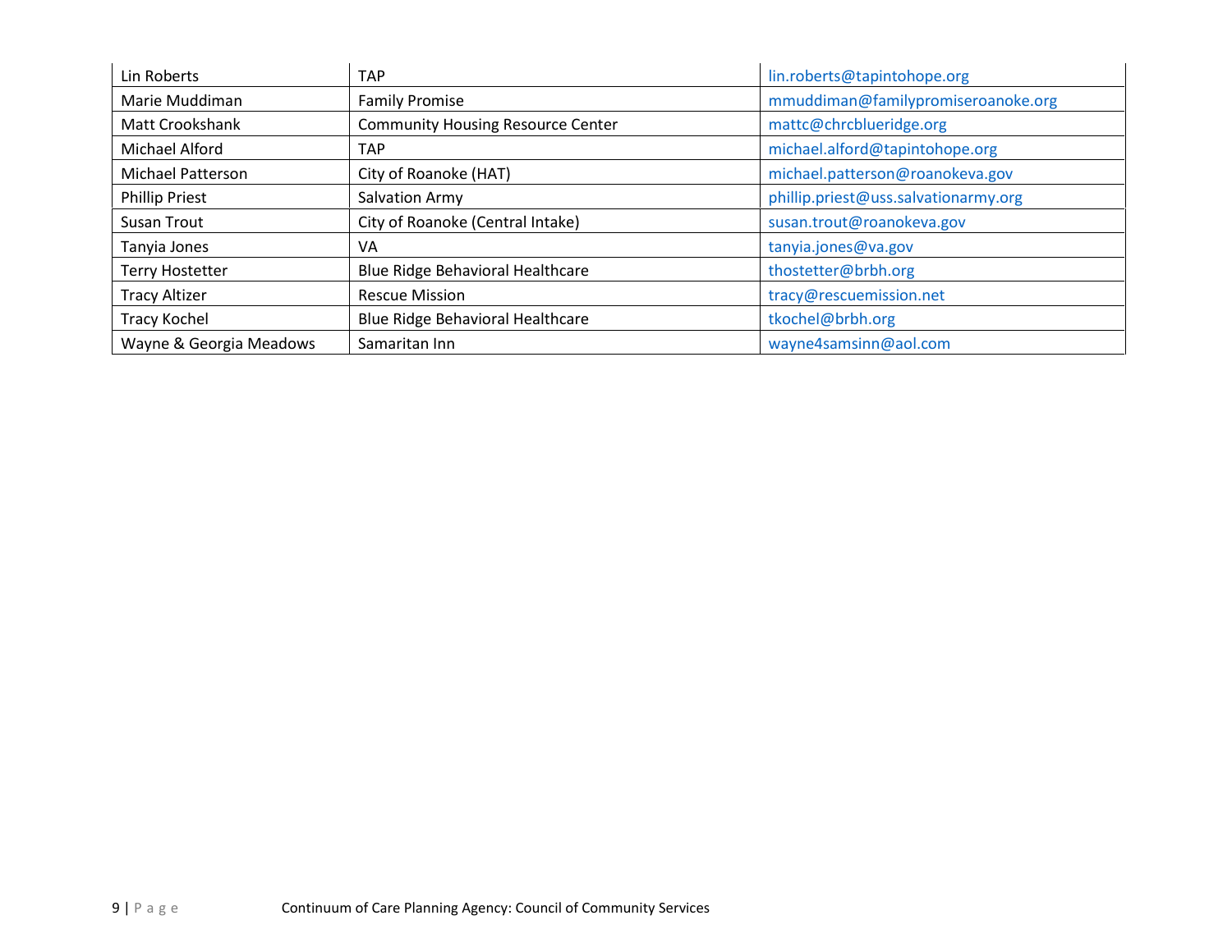| | | |
|---|---|---|
| Lin Roberts | TAP | lin.roberts@tapintohope.org |
| Marie Muddiman | Family Promise | mmuddiman@familypromiseroanoke.org |
| Matt Crookshank | Community Housing Resource Center | mattc@chrcblueridge.org |
| Michael Alford | TAP | michael.alford@tapintohope.org |
| Michael Patterson | City of Roanoke (HAT) | michael.patterson@roanokeva.gov |
| Phillip Priest | Salvation Army | phillip.priest@uss.salvationarmy.org |
| Susan Trout | City of Roanoke (Central Intake) | susan.trout@roanokeva.gov |
| Tanyia Jones | VA | tanyia.jones@va.gov |
| Terry Hostetter | Blue Ridge Behavioral Healthcare | thostetter@brbh.org |
| Tracy Altizer | Rescue Mission | tracy@rescuemission.net |
| Tracy Kochel | Blue Ridge Behavioral Healthcare | tkochel@brbh.org |
| Wayne & Georgia Meadows | Samaritan Inn | wayne4samsinn@aol.com |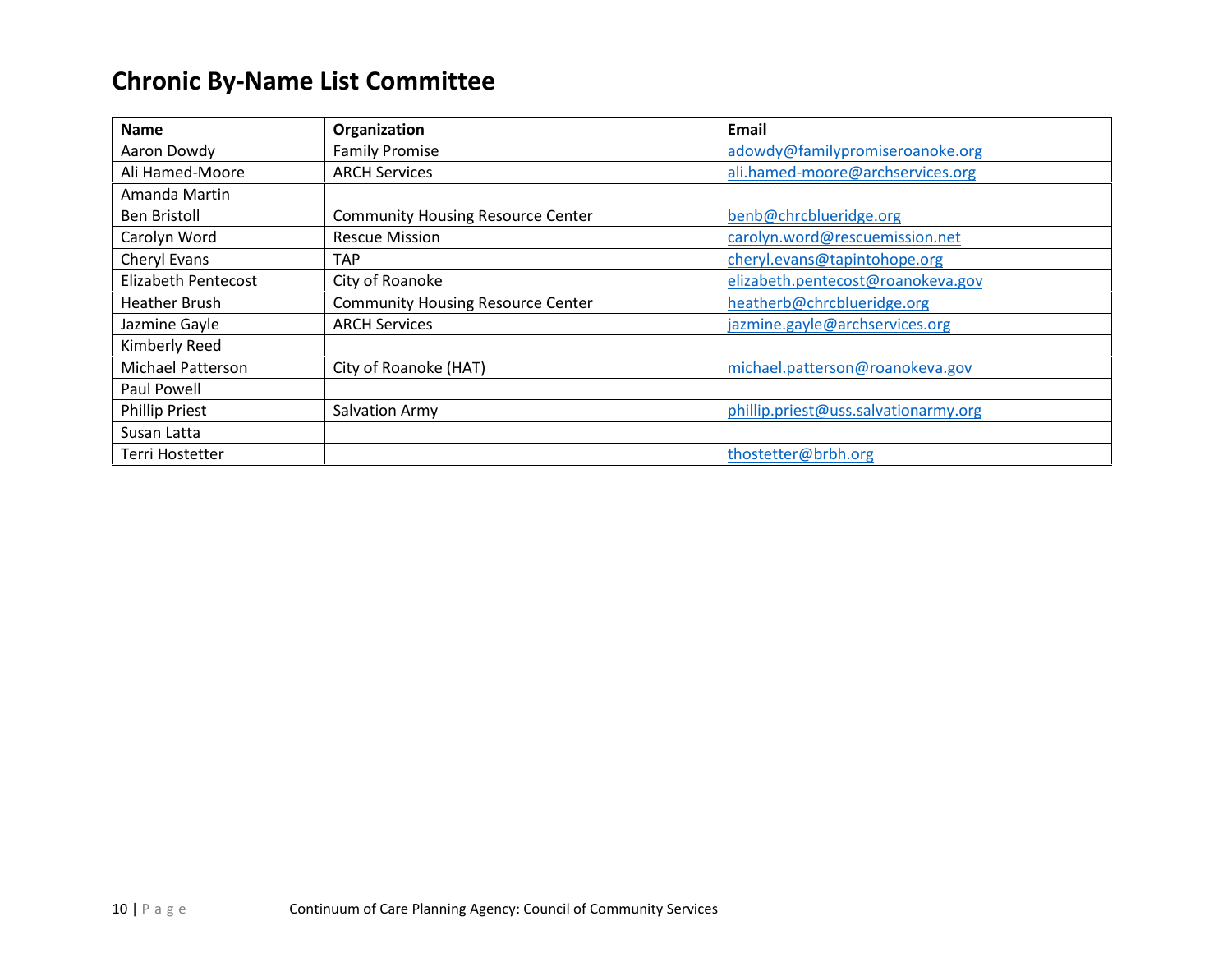## Chronic By-Name List Committee

| Name | Organization | Email |
|---|---|---|
| Aaron Dowdy | Family Promise | adowdy@familypromiseroanoke.org |
| Ali Hamed-Moore | ARCH Services | ali.hamed-moore@archservices.org |
| Amanda Martin | | |
| Ben Bristoll | Community Housing Resource Center | benb@chrcblueridge.org |
| Carolyn Word | Rescue Mission | carolyn.word@rescuemission.net |
| Cheryl Evans | TAP | cheryl.evans@tapintohope.org |
| Elizabeth Pentecost | City of Roanoke | elizabeth.pentecost@roanokeva.gov |
| Heather Brush | Community Housing Resource Center | heatherb@chrcblueridge.org |
| Jazmine Gayle | ARCH Services | jazmine.gayle@archservices.org |
| Kimberly Reed | | |
| Michael Patterson | City of Roanoke (HAT) | michael.patterson@roanokeva.gov |
| Paul Powell | | |
| Phillip Priest | Salvation Army | phillip.priest@uss.salvationarmy.org |
| Susan Latta | | |
| Terri Hostetter | | thostetter@brbh.org |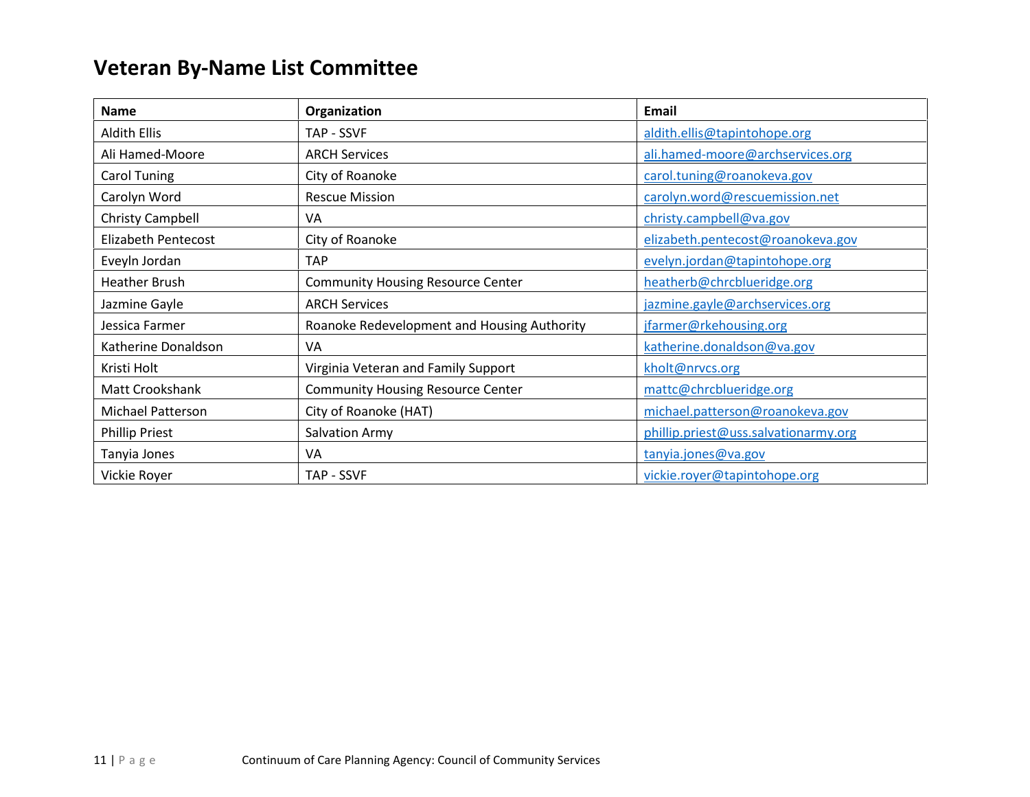## Veteran By-Name List Committee

| Name | Organization | Email |
|---|---|---|
| Aldith Ellis | TAP - SSVF | aldith.ellis@tapintohope.org |
| Ali Hamed-Moore | ARCH Services | ali.hamed-moore@archservices.org |
| Carol Tuning | City of Roanoke | carol.tuning@roanokeva.gov |
| Carolyn Word | Rescue Mission | carolyn.word@rescuemission.net |
| Christy Campbell | VA | christy.campbell@va.gov |
| Elizabeth Pentecost | City of Roanoke | elizabeth.pentecost@roanokeva.gov |
| Eveyln Jordan | TAP | evelyn.jordan@tapintohope.org |
| Heather Brush | Community Housing Resource Center | heatherb@chrcblueridge.org |
| Jazmine Gayle | ARCH Services | jazmine.gayle@archservices.org |
| Jessica Farmer | Roanoke Redevelopment and Housing Authority | jfarmer@rkehousing.org |
| Katherine Donaldson | VA | katherine.donaldson@va.gov |
| Kristi Holt | Virginia Veteran and Family Support | kholt@nrvcs.org |
| Matt Crookshank | Community Housing Resource Center | mattc@chrcblueridge.org |
| Michael Patterson | City of Roanoke (HAT) | michael.patterson@roanokeva.gov |
| Phillip Priest | Salvation Army | phillip.priest@uss.salvationarmy.org |
| Tanyia Jones | VA | tanyia.jones@va.gov |
| Vickie Royer | TAP - SSVF | vickie.royer@tapintohope.org |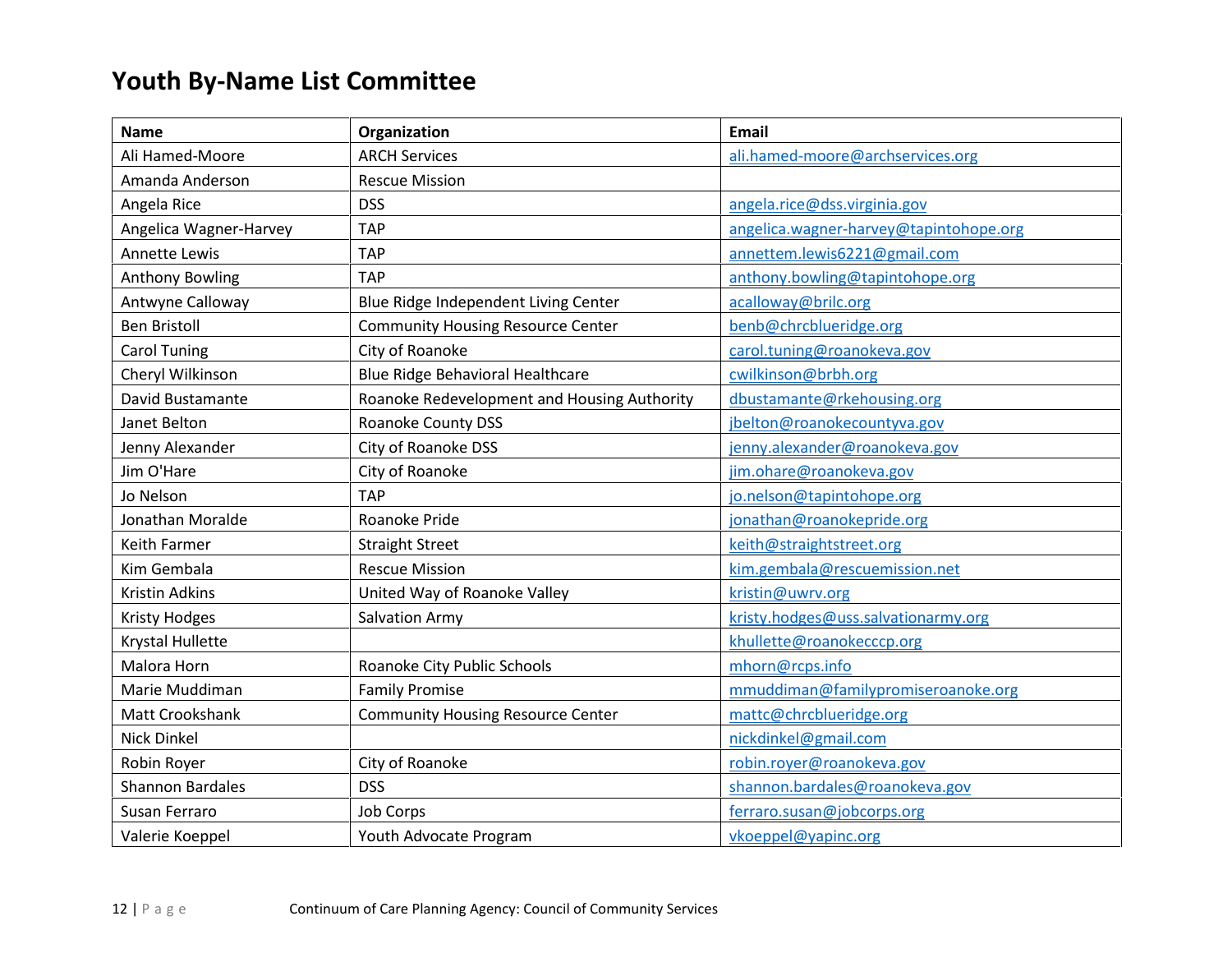# Youth By-Name List Committee

| Name | Organization | Email |
|---|---|---|
| Ali Hamed-Moore | ARCH Services | ali.hamed-moore@archservices.org |
| Amanda Anderson | Rescue Mission | |
| Angela Rice | DSS | angela.rice@dss.virginia.gov |
| Angelica Wagner-Harvey | TAP | angelica.wagner-harvey@tapintohope.org |
| Annette Lewis | TAP | annettem.lewis6221@gmail.com |
| Anthony Bowling | TAP | anthony.bowling@tapintohope.org |
| Antwyne Calloway | Blue Ridge Independent Living Center | acalloway@brilc.org |
| Ben Bristoll | Community Housing Resource Center | benb@chrcblueridge.org |
| Carol Tuning | City of Roanoke | carol.tuning@roanokeva.gov |
| Cheryl Wilkinson | Blue Ridge Behavioral Healthcare | cwilkinson@brbh.org |
| David Bustamante | Roanoke Redevelopment and Housing Authority | dbustamante@rkehousing.org |
| Janet Belton | Roanoke County DSS | jbelton@roanokecountyva.gov |
| Jenny Alexander | City of Roanoke DSS | jenny.alexander@roanokeva.gov |
| Jim O'Hare | City of Roanoke | jim.ohare@roanokeva.gov |
| Jo Nelson | TAP | jo.nelson@tapintohope.org |
| Jonathan Moralde | Roanoke Pride | jonathan@roanokepride.org |
| Keith Farmer | Straight Street | keith@straightstreet.org |
| Kim Gembala | Rescue Mission | kim.gembala@rescuemission.net |
| Kristin Adkins | United Way of Roanoke Valley | kristin@uwrv.org |
| Kristy Hodges | Salvation Army | kristy.hodges@uss.salvationarmy.org |
| Krystal Hullette | | khullette@roanokecccp.org |
| Malora Horn | Roanoke City Public Schools | mhorn@rcps.info |
| Marie Muddiman | Family Promise | mmuddiman@familypromiseroanoke.org |
| Matt Crookshank | Community Housing Resource Center | mattc@chrcblueridge.org |
| Nick Dinkel | | nickdinkel@gmail.com |
| Robin Royer | City of Roanoke | robin.royer@roanokeva.gov |
| Shannon Bardales | DSS | shannon.bardales@roanokeva.gov |
| Susan Ferraro | Job Corps | ferraro.susan@jobcorps.org |
| Valerie Koeppel | Youth Advocate Program | vkoeppel@yapinc.org |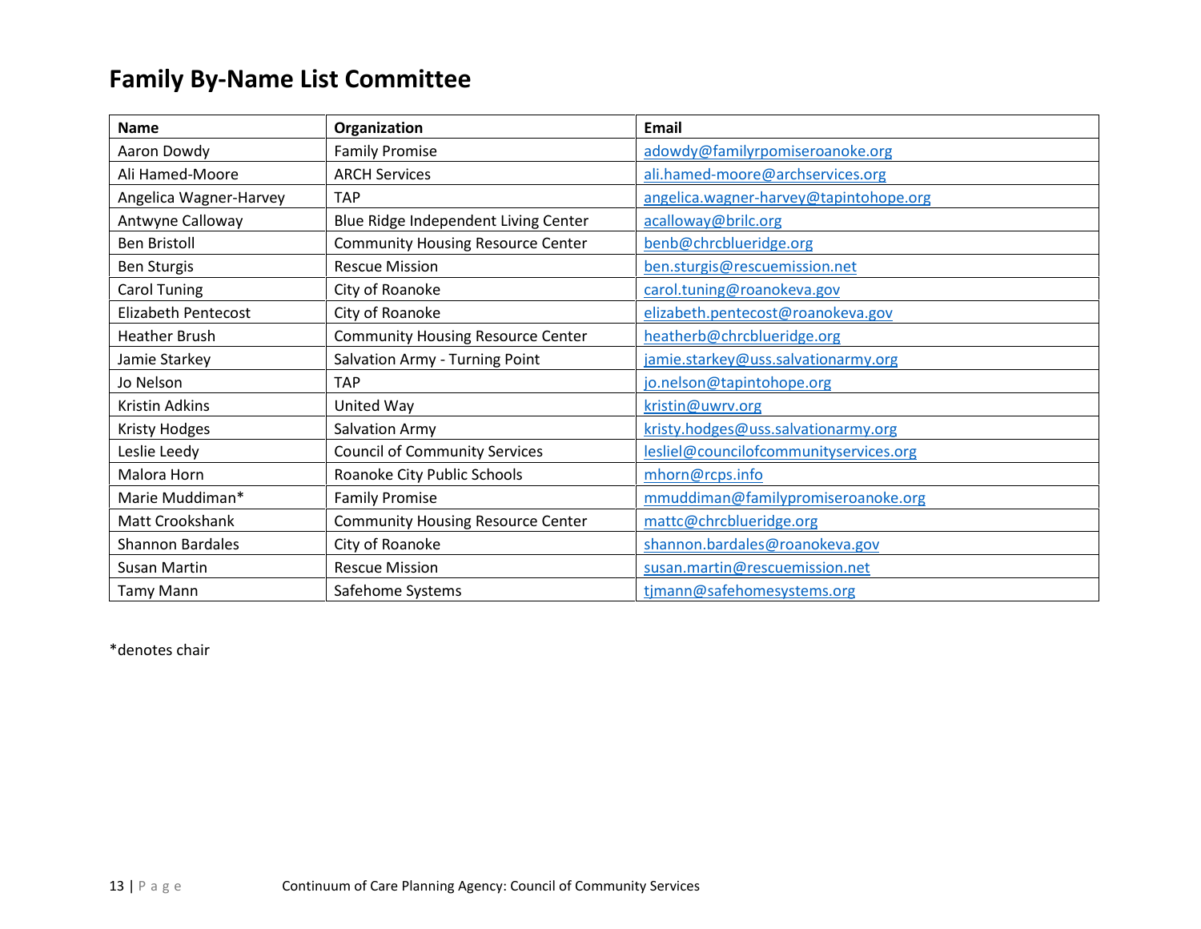# Family By-Name List Committee

| Name | Organization | Email |
| --- | --- | --- |
| Aaron Dowdy | Family Promise | adowdy@familyrpomiseroanoke.org |
| Ali Hamed-Moore | ARCH Services | ali.hamed-moore@archservices.org |
| Angelica Wagner-Harvey | TAP | angelica.wagner-harvey@tapintohope.org |
| Antwyne Calloway | Blue Ridge Independent Living Center | acalloway@brilc.org |
| Ben Bristoll | Community Housing Resource Center | benb@chrcblueridge.org |
| Ben Sturgis | Rescue Mission | ben.sturgis@rescuemission.net |
| Carol Tuning | City of Roanoke | carol.tuning@roanokeva.gov |
| Elizabeth Pentecost | City of Roanoke | elizabeth.pentecost@roanokeva.gov |
| Heather Brush | Community Housing Resource Center | heatherb@chrcblueridge.org |
| Jamie Starkey | Salvation Army - Turning Point | jamie.starkey@uss.salvationarmy.org |
| Jo Nelson | TAP | jo.nelson@tapintohope.org |
| Kristin Adkins | United Way | kristin@uwrv.org |
| Kristy Hodges | Salvation Army | kristy.hodges@uss.salvationarmy.org |
| Leslie Leedy | Council of Community Services | lesliel@councilofcommunityservices.org |
| Malora Horn | Roanoke City Public Schools | mhorn@rcps.info |
| Marie Muddiman* | Family Promise | mmuddiman@familypromiseroanoke.org |
| Matt Crookshank | Community Housing Resource Center | mattc@chrcblueridge.org |
| Shannon Bardales | City of Roanoke | shannon.bardales@roanokeva.gov |
| Susan Martin | Rescue Mission | susan.martin@rescuemission.net |
| Tamy Mann | Safehome Systems | tjmann@safehomesystems.org |

*denotes chair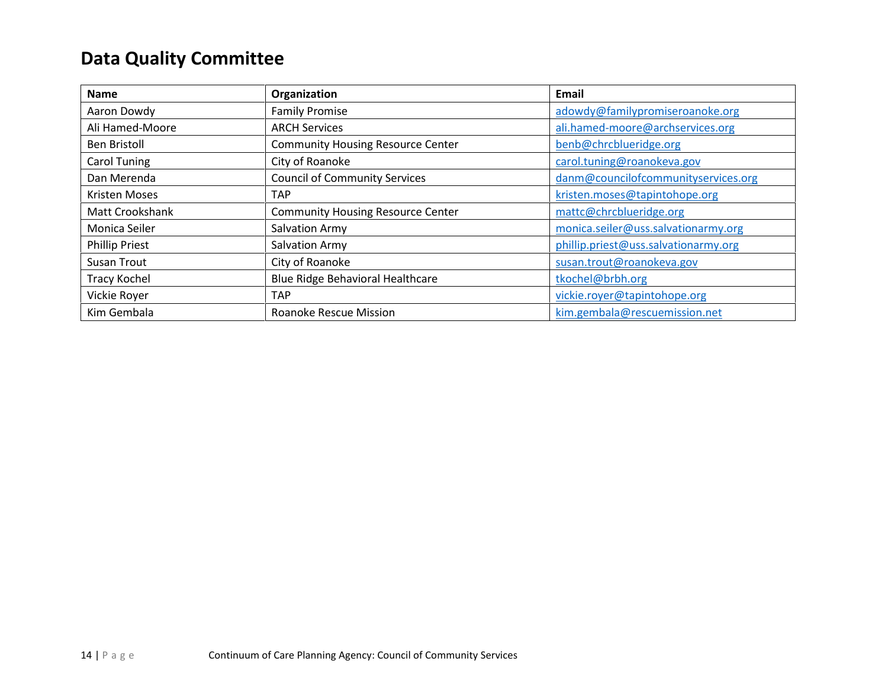## Data Quality Committee

| Name | Organization | Email |
|---|---|---|
| Aaron Dowdy | Family Promise | adowdy@familypromiseroanoke.org |
| Ali Hamed-Moore | ARCH Services | ali.hamed-moore@archservices.org |
| Ben Bristoll | Community Housing Resource Center | benb@chrcblueridge.org |
| Carol Tuning | City of Roanoke | carol.tuning@roanokeva.gov |
| Dan Merenda | Council of Community Services | danm@councilofcommunityservices.org |
| Kristen Moses | TAP | kristen.moses@tapintohope.org |
| Matt Crookshank | Community Housing Resource Center | mattc@chrcblueridge.org |
| Monica Seiler | Salvation Army | monica.seiler@uss.salvationarmy.org |
| Phillip Priest | Salvation Army | phillip.priest@uss.salvationarmy.org |
| Susan Trout | City of Roanoke | susan.trout@roanokeva.gov |
| Tracy Kochel | Blue Ridge Behavioral Healthcare | tkochel@brbh.org |
| Vickie Royer | TAP | vickie.royer@tapintohope.org |
| Kim Gembala | Roanoke Rescue Mission | kim.gembala@rescuemission.net |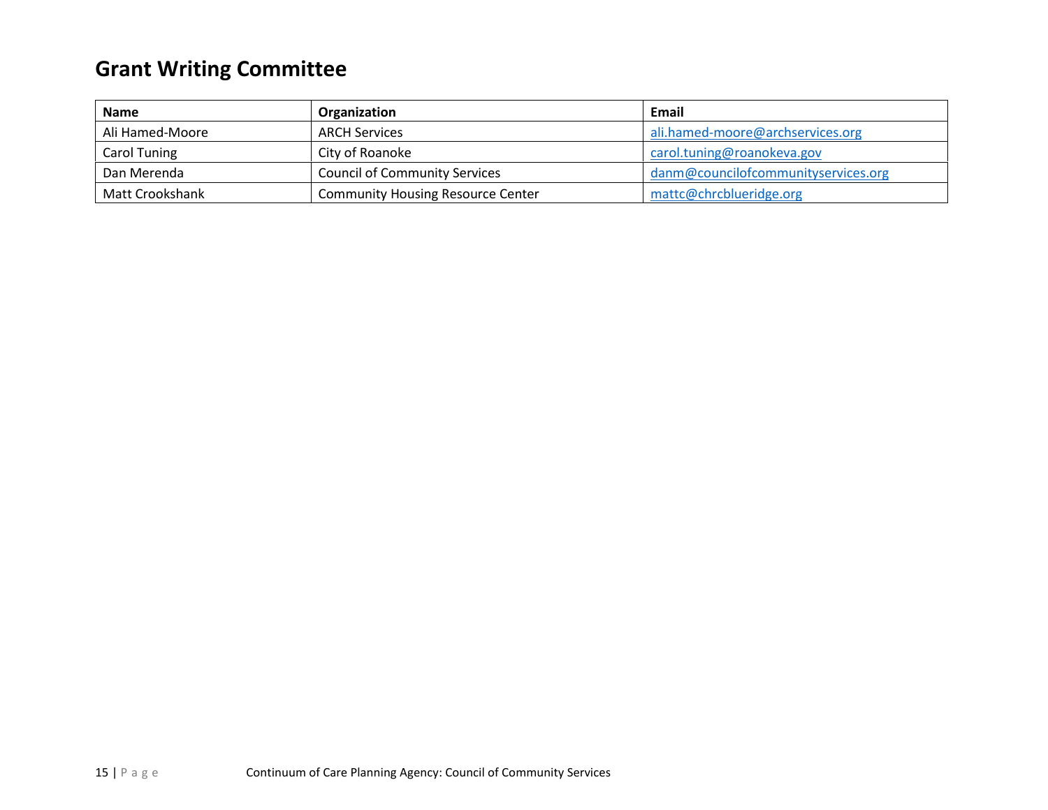## Grant Writing Committee

| Name | Organization | Email |
|---|---|---|
| Ali Hamed-Moore | ARCH Services | ali.hamed-moore@archservices.org |
| Carol Tuning | City of Roanoke | carol.tuning@roanokeva.gov |
| Dan Merenda | Council of Community Services | danm@councilofcommunityservices.org |
| Matt Crookshank | Community Housing Resource Center | mattc@chrcblueridge.org |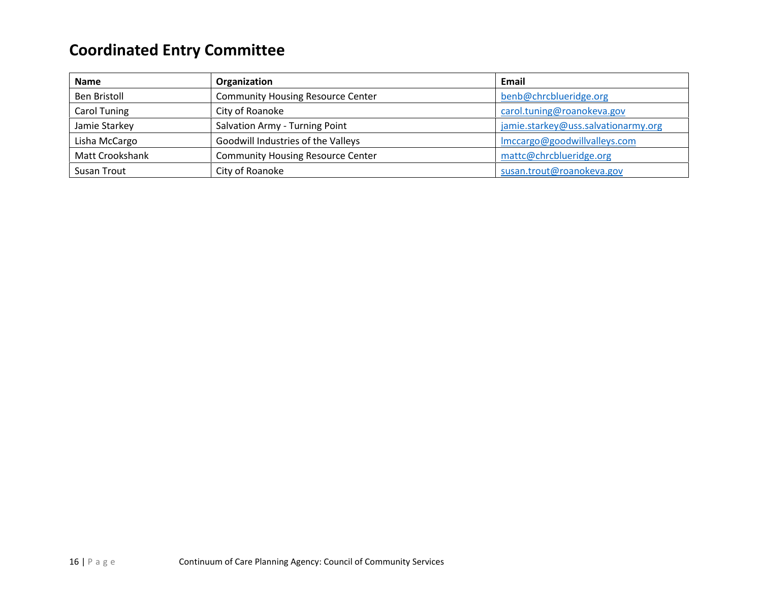## Coordinated Entry Committee

| Name | Organization | Email |
| --- | --- | --- |
| Ben Bristoll | Community Housing Resource Center | benb@chrcblueridge.org |
| Carol Tuning | City of Roanoke | carol.tuning@roanokeva.gov |
| Jamie Starkey | Salvation Army - Turning Point | jamie.starkey@uss.salvationarmy.org |
| Lisha McCargo | Goodwill Industries of the Valleys | lmccargo@goodwillvalleys.com |
| Matt Crookshank | Community Housing Resource Center | mattc@chrcblueridge.org |
| Susan Trout | City of Roanoke | susan.trout@roanokeva.gov |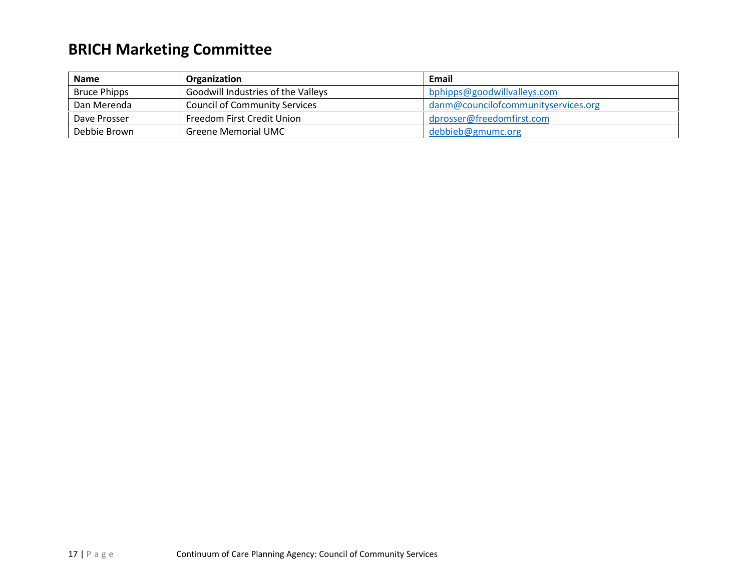## BRICH Marketing Committee

| Name | Organization | Email |
|---|---|---|
| Bruce Phipps | Goodwill Industries of the Valleys | bphipps@goodwillvalleys.com |
| Dan Merenda | Council of Community Services | danm@councilofcommunityservices.org |
| Dave Prosser | Freedom First Credit Union | dprosser@freedomfirst.com |
| Debbie Brown | Greene Memorial UMC | debbieb@gmumc.org |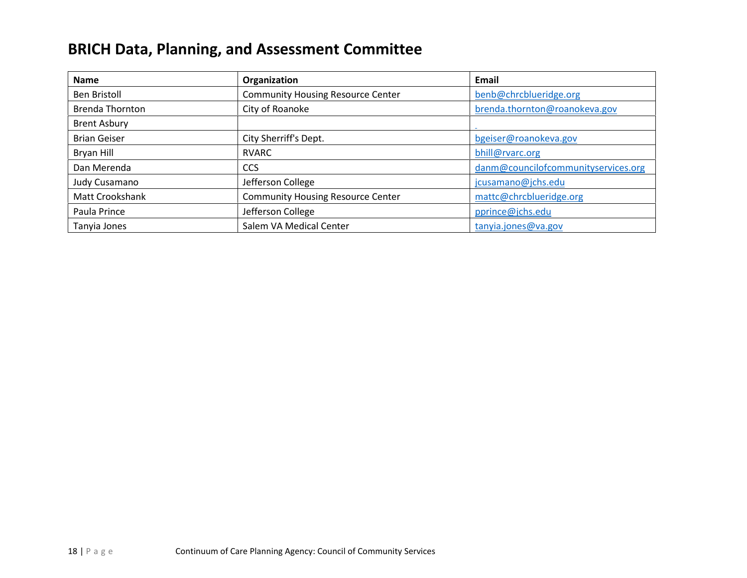## BRICH Data, Planning, and Assessment Committee

| Name | Organization | Email |
|---|---|---|
| Ben Bristoll | Community Housing Resource Center | benb@chrcblueridge.org |
| Brenda Thornton | City of Roanoke | brenda.thornton@roanokeva.gov |
| Brent Asbury | | |
| Brian Geiser | City Sherriff's Dept. | bgeiser@roanokeva.gov |
| Bryan Hill | RVARC | bhill@rvarc.org |
| Dan Merenda | CCS | danm@councilofcommunityservices.org |
| Judy Cusamano | Jefferson College | jcusamano@jchs.edu |
| Matt Crookshank | Community Housing Resource Center | mattc@chrcblueridge.org |
| Paula Prince | Jefferson College | pprince@jchs.edu |
| Tanyia Jones | Salem VA Medical Center | tanyia.jones@va.gov |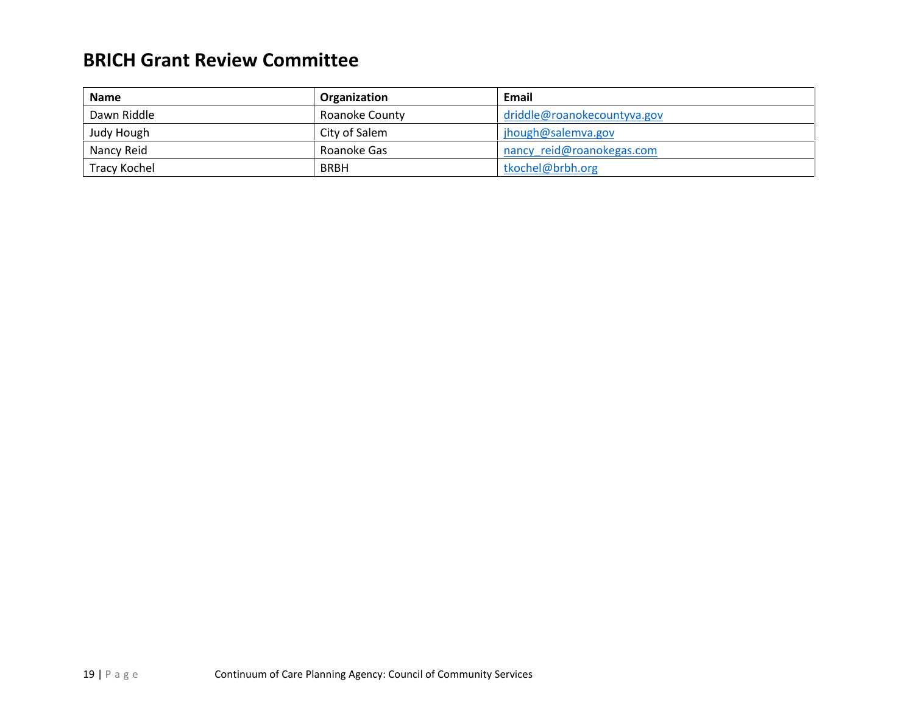## BRICH Grant Review Committee

| Name | Organization | Email |
|---|---|---|
| Dawn Riddle | Roanoke County | driddle@roanokecountyva.gov |
| Judy Hough | City of Salem | jhough@salemva.gov |
| Nancy Reid | Roanoke Gas | nancy_reid@roanokegas.com |
| Tracy Kochel | BRBH | tkochel@brbh.org |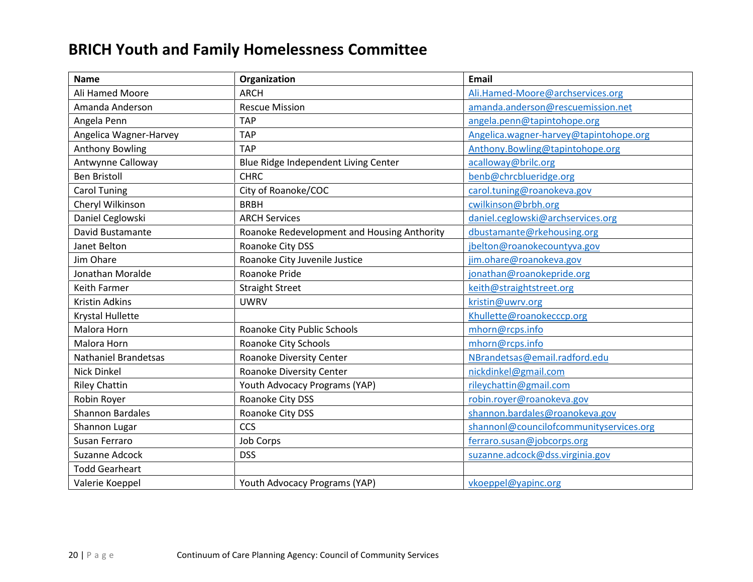# BRICH Youth and Family Homelessness Committee

| Name | Organization | Email |
|---|---|---|
| Ali Hamed Moore | ARCH | Ali.Hamed-Moore@archservices.org |
| Amanda Anderson | Rescue Mission | amanda.anderson@rescuemission.net |
| Angela Penn | TAP | angela.penn@tapintohope.org |
| Angelica Wagner-Harvey | TAP | Angelica.wagner-harvey@tapintohope.org |
| Anthony Bowling | TAP | Anthony.Bowling@tapintohope.org |
| Antwynne Calloway | Blue Ridge Independent Living Center | acalloway@brilc.org |
| Ben Bristoll | CHRC | benb@chrcblueridge.org |
| Carol Tuning | City of Roanoke/COC | carol.tuning@roanokeva.gov |
| Cheryl Wilkinson | BRBH | cwilkinson@brbh.org |
| Daniel Ceglowski | ARCH Services | daniel.ceglowski@archservices.org |
| David Bustamante | Roanoke Redevelopment and Housing Anthority | dbustamante@rkehousing.org |
| Janet Belton | Roanoke City DSS | jbelton@roanokecountyva.gov |
| Jim Ohare | Roanoke City Juvenile Justice | jim.ohare@roanokeva.gov |
| Jonathan Moralde | Roanoke Pride | jonathan@roanokepride.org |
| Keith Farmer | Straight Street | keith@straightstreet.org |
| Kristin Adkins | UWRV | kristin@uwrv.org |
| Krystal Hullette | | Khullette@roanokecccp.org |
| Malora Horn | Roanoke City Public Schools | mhorn@rcps.info |
| Malora Horn | Roanoke City Schools | mhorn@rcps.info |
| Nathaniel Brandetsas | Roanoke Diversity Center | NBrandetsas@email.radford.edu |
| Nick Dinkel | Roanoke Diversity Center | nickdinkel@gmail.com |
| Riley Chattin | Youth Advocacy Programs (YAP) | rileychattin@gmail.com |
| Robin Royer | Roanoke City DSS | robin.royer@roanokeva.gov |
| Shannon Bardales | Roanoke City DSS | shannon.bardales@roanokeva.gov |
| Shannon Lugar | CCS | shannonl@councilofcommunityservices.org |
| Susan Ferraro | Job Corps | ferraro.susan@jobcorps.org |
| Suzanne Adcock | DSS | suzanne.adcock@dss.virginia.gov |
| Todd Gearheart | | |
| Valerie Koeppel | Youth Advocacy Programs (YAP) | vkoeppel@yapinc.org |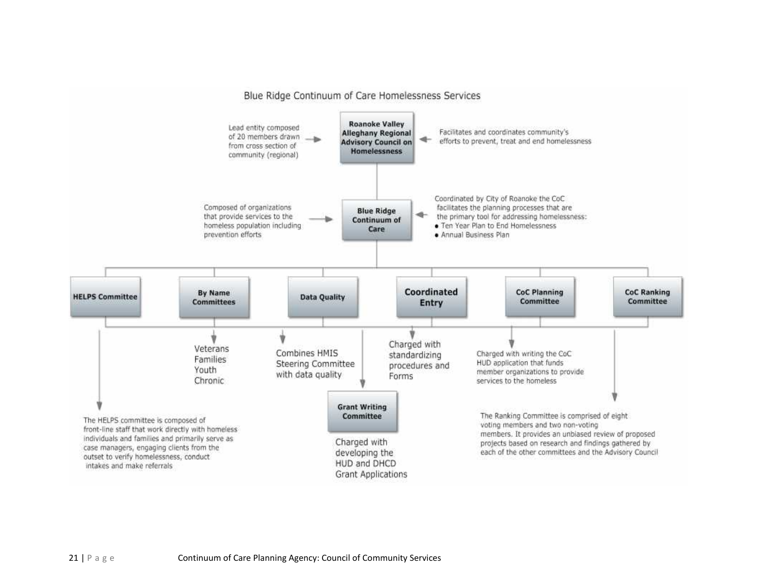Blue Ridge Continuum of Care Homelessness Services

**Roanoke Valley Alleghany Regional Advisory Council on Homelessness**

Lead entity composed of 20 members drawn from cross section of community (regional)

Facilitates and coordinates community's efforts to prevent, treat and end homelessness

**Blue Ridge Continuum of Care**

Composed of organizations that provide services to the homeless population including prevention efforts

Coordinated by City of Roanoke the CoC facilitates the planning processes that are the primary tool for addressing homelessness:

- Ten Year Plan to End Homelessness
- Annual Business Plan

**HELPS Committee**

The HELPS committee is composed of front-line staff that work directly with homeless individuals and families and primarily serve as case managers, engaging clients from the outset to verify homelessness, conduct intakes and make referrals

**By Name Committees**

Veterans
Families
Youth
Chronic

**Data Quality**

Combines HMIS Steering Committee with data quality

**Grant Writing Committee**

Charged with developing the HUD and DHCD Grant Applications

**Coordinated Entry**

Charged with standardizing procedures and Forms

**CoC Planning Committee**

Charged with writing the CoC HUD application that funds member organizations to provide services to the homeless

**CoC Ranking Committee**

The Ranking Committee is comprised of eight voting members and two non-voting members. It provides an unbiased review of proposed projects based on research and findings gathered by each of the other committees and the Advisory Council